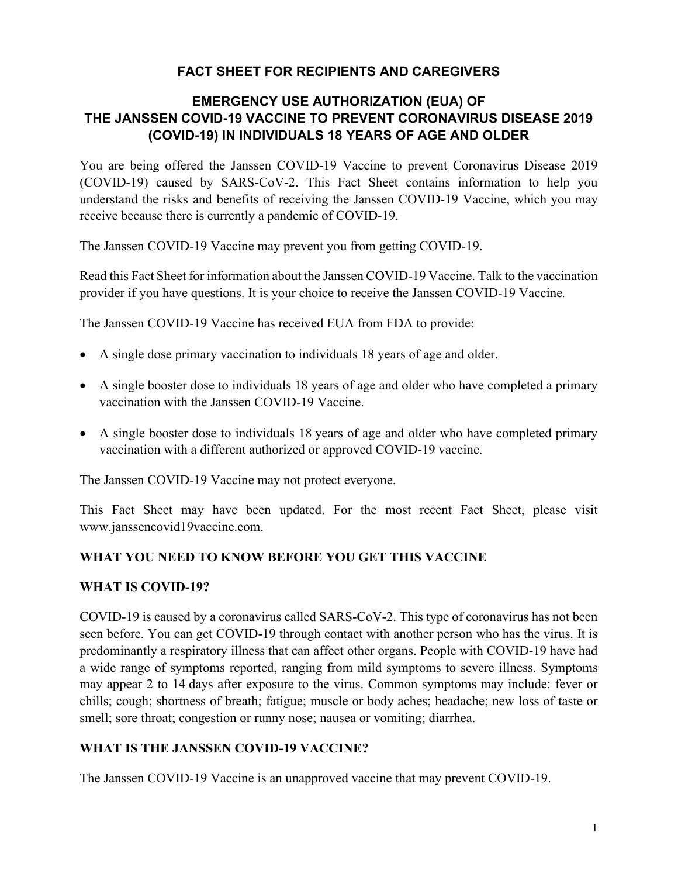# FACT SHEET FOR RECIPIENTS AND CAREGIVERS

## EMERGENCY USE AUTHORIZATION (EUA) OF THE JANSSEN COVID-19 VACCINE TO PREVENT CORONAVIRUS DISEASE 2019 (COVID-19) IN INDIVIDUALS 18 YEARS OF AGE AND OLDER

You are being offered the Janssen COVID-19 Vaccine to prevent Coronavirus Disease 2019 (COVID-19) caused by SARS-CoV-2. This Fact Sheet contains information to help you understand the risks and benefits of receiving the Janssen COVID-19 Vaccine, which you may receive because there is currently a pandemic of COVID-19.

The Janssen COVID-19 Vaccine may prevent you from getting COVID-19.

Read this Fact Sheet for information about the Janssen COVID-19 Vaccine. Talk to the vaccination provider if you have questions. It is your choice to receive the Janssen COVID-19 Vaccine.

The Janssen COVID-19 Vaccine has received EUA from FDA to provide:

- A single dose primary vaccination to individuals 18 years of age and older.
- A single booster dose to individuals 18 years of age and older who have completed a primary vaccination with the Janssen COVID-19 Vaccine.
- A single booster dose to individuals 18 years of age and older who have completed primary vaccination with a different authorized or approved COVID-19 vaccine.

The Janssen COVID-19 Vaccine may not protect everyone.

This Fact Sheet may have been updated. For the most recent Fact Sheet, please visit www.janssencovid19vaccine.com.

## WHAT YOU NEED TO KNOW BEFORE YOU GET THIS VACCINE

## WHAT IS COVID-19?

COVID-19 is caused by a coronavirus called SARS-CoV-2. This type of coronavirus has not been seen before. You can get COVID-19 through contact with another person who has the virus. It is predominantly a respiratory illness that can affect other organs. People with COVID-19 have had a wide range of symptoms reported, ranging from mild symptoms to severe illness. Symptoms may appear 2 to 14 days after exposure to the virus. Common symptoms may include: fever or chills; cough; shortness of breath; fatigue; muscle or body aches; headache; new loss of taste or smell; sore throat; congestion or runny nose; nausea or vomiting; diarrhea.

## WHAT IS THE JANSSEN COVID-19 VACCINE?

The Janssen COVID-19 Vaccine is an unapproved vaccine that may prevent COVID-19.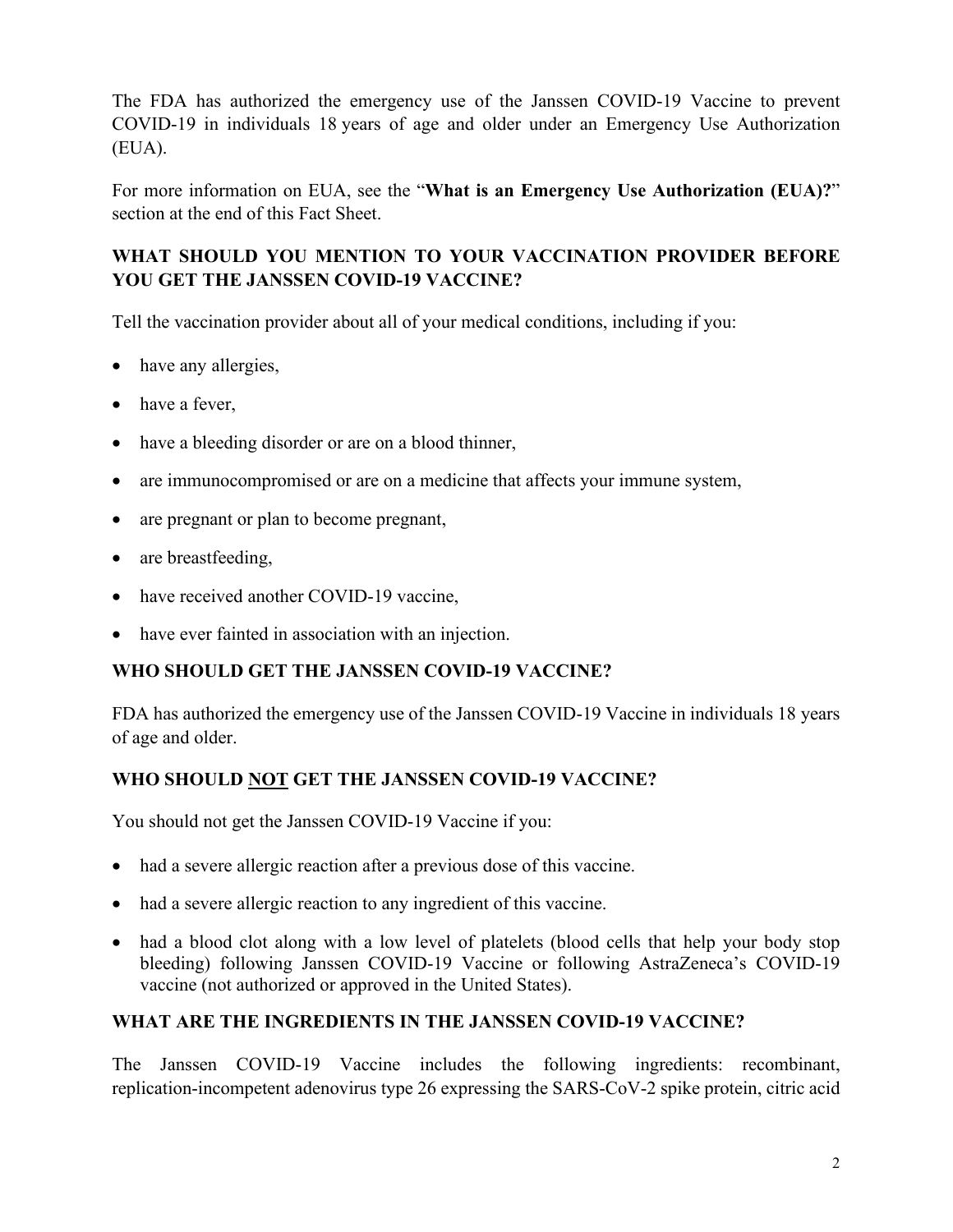The FDA has authorized the emergency use of the Janssen COVID-19 Vaccine to prevent COVID-19 in individuals 18 years of age and older under an Emergency Use Authorization (EUA).

For more information on EUA, see the "**What is an Emergency Use Authorization (EUA)?**" section at the end of this Fact Sheet.

## WHAT SHOULD YOU MENTION TO YOUR VACCINATION PROVIDER BEFORE YOU GET THE JANSSEN COVID-19 VACCINE?

Tell the vaccination provider about all of your medical conditions, including if you:

- have any allergies,
- have a fever,
- have a bleeding disorder or are on a blood thinner,
- are immunocompromised or are on a medicine that affects your immune system,
- are pregnant or plan to become pregnant,
- are breastfeeding,
- have received another COVID-19 vaccine,
- have ever fainted in association with an injection.

## WHO SHOULD GET THE JANSSEN COVID-19 VACCINE?

FDA has authorized the emergency use of the Janssen COVID-19 Vaccine in individuals 18 years of age and older.

## WHO SHOULD NOT GET THE JANSSEN COVID-19 VACCINE?

You should not get the Janssen COVID-19 Vaccine if you:

- had a severe allergic reaction after a previous dose of this vaccine.
- had a severe allergic reaction to any ingredient of this vaccine.
- had a blood clot along with a low level of platelets (blood cells that help your body stop bleeding) following Janssen COVID-19 Vaccine or following AstraZeneca's COVID-19 vaccine (not authorized or approved in the United States).

## WHAT ARE THE INGREDIENTS IN THE JANSSEN COVID-19 VACCINE?

The Janssen COVID-19 Vaccine includes the following ingredients: recombinant, replication-incompetent adenovirus type 26 expressing the SARS-CoV-2 spike protein, citric acid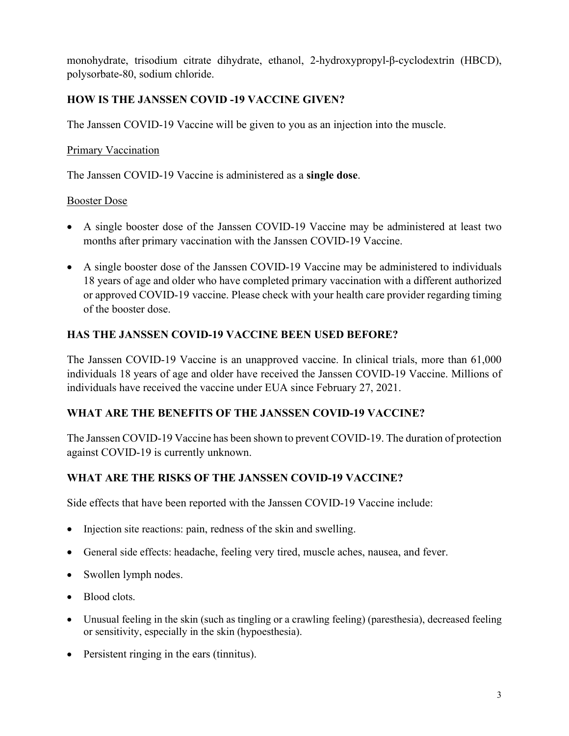monohydrate, trisodium citrate dihydrate, ethanol, 2-hydroxypropyl-β-cyclodextrin (HBCD), polysorbate-80, sodium chloride.

## HOW IS THE JANSSEN COVID -19 VACCINE GIVEN?

The Janssen COVID-19 Vaccine will be given to you as an injection into the muscle.

Primary Vaccination

The Janssen COVID-19 Vaccine is administered as a **single dose**.

Booster Dose

- A single booster dose of the Janssen COVID-19 Vaccine may be administered at least two months after primary vaccination with the Janssen COVID-19 Vaccine.
- A single booster dose of the Janssen COVID-19 Vaccine may be administered to individuals 18 years of age and older who have completed primary vaccination with a different authorized or approved COVID-19 vaccine. Please check with your health care provider regarding timing of the booster dose.

## HAS THE JANSSEN COVID-19 VACCINE BEEN USED BEFORE?

The Janssen COVID-19 Vaccine is an unapproved vaccine. In clinical trials, more than 61,000 individuals 18 years of age and older have received the Janssen COVID-19 Vaccine. Millions of individuals have received the vaccine under EUA since February 27, 2021.

## WHAT ARE THE BENEFITS OF THE JANSSEN COVID-19 VACCINE?

The Janssen COVID-19 Vaccine has been shown to prevent COVID-19. The duration of protection against COVID-19 is currently unknown.

## WHAT ARE THE RISKS OF THE JANSSEN COVID-19 VACCINE?

Side effects that have been reported with the Janssen COVID-19 Vaccine include:

- Injection site reactions: pain, redness of the skin and swelling.
- General side effects: headache, feeling very tired, muscle aches, nausea, and fever.
- Swollen lymph nodes.
- Blood clots.
- Unusual feeling in the skin (such as tingling or a crawling feeling) (paresthesia), decreased feeling or sensitivity, especially in the skin (hypoesthesia).
- Persistent ringing in the ears (tinnitus).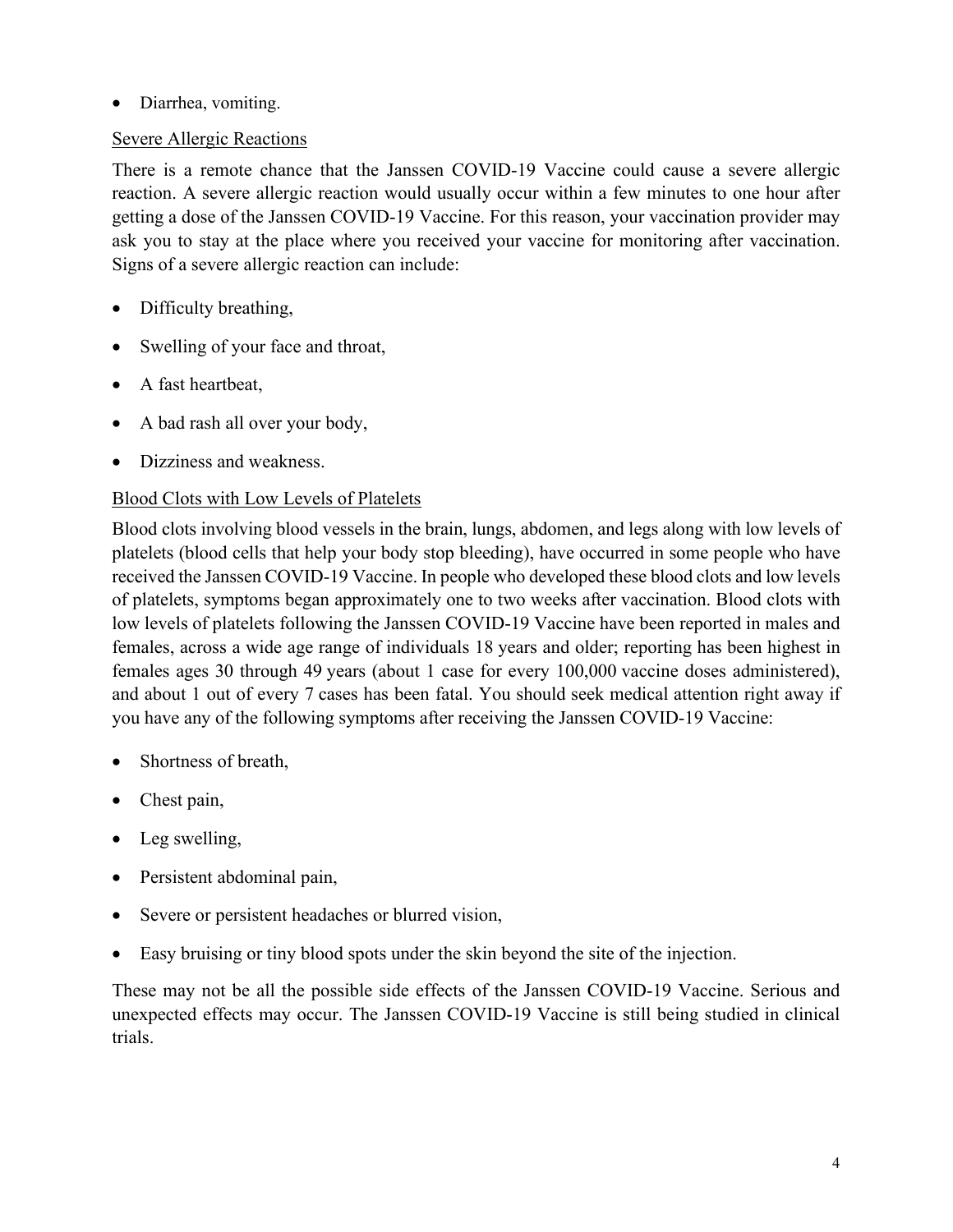- Diarrhea, vomiting.

<u>Severe Allergic Reactions</u>

There is a remote chance that the Janssen COVID-19 Vaccine could cause a severe allergic reaction. A severe allergic reaction would usually occur within a few minutes to one hour after getting a dose of the Janssen COVID-19 Vaccine. For this reason, your vaccination provider may ask you to stay at the place where you received your vaccine for monitoring after vaccination. Signs of a severe allergic reaction can include:

- Difficulty breathing,
- Swelling of your face and throat,
- A fast heartbeat,
- A bad rash all over your body,
- Dizziness and weakness.

<u>Blood Clots with Low Levels of Platelets</u>

Blood clots involving blood vessels in the brain, lungs, abdomen, and legs along with low levels of platelets (blood cells that help your body stop bleeding), have occurred in some people who have received the Janssen COVID-19 Vaccine. In people who developed these blood clots and low levels of platelets, symptoms began approximately one to two weeks after vaccination. Blood clots with low levels of platelets following the Janssen COVID-19 Vaccine have been reported in males and females, across a wide age range of individuals 18 years and older; reporting has been highest in females ages 30 through 49 years (about 1 case for every 100,000 vaccine doses administered), and about 1 out of every 7 cases has been fatal. You should seek medical attention right away if you have any of the following symptoms after receiving the Janssen COVID-19 Vaccine:

- Shortness of breath,
- Chest pain,
- Leg swelling,
- Persistent abdominal pain,
- Severe or persistent headaches or blurred vision,
- Easy bruising or tiny blood spots under the skin beyond the site of the injection.

These may not be all the possible side effects of the Janssen COVID-19 Vaccine. Serious and unexpected effects may occur. The Janssen COVID-19 Vaccine is still being studied in clinical trials.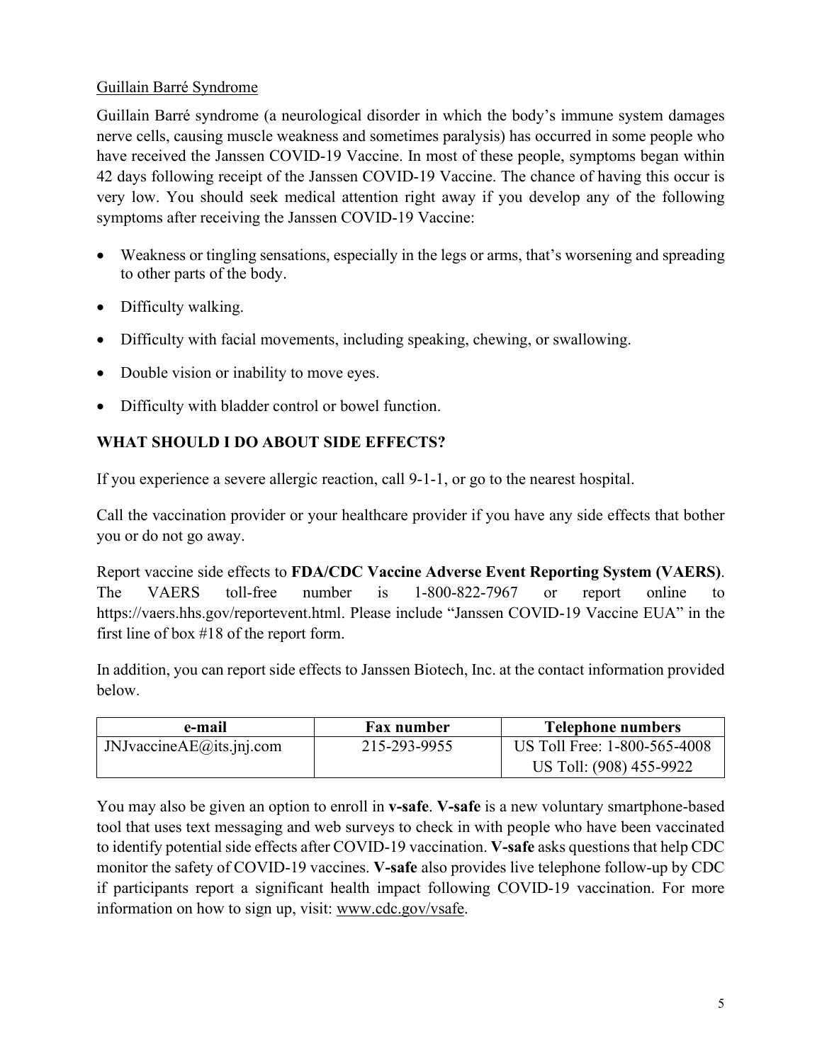Guillain Barré Syndrome

Guillain Barré syndrome (a neurological disorder in which the body's immune system damages nerve cells, causing muscle weakness and sometimes paralysis) has occurred in some people who have received the Janssen COVID-19 Vaccine. In most of these people, symptoms began within 42 days following receipt of the Janssen COVID-19 Vaccine. The chance of having this occur is very low. You should seek medical attention right away if you develop any of the following symptoms after receiving the Janssen COVID-19 Vaccine:

- Weakness or tingling sensations, especially in the legs or arms, that's worsening and spreading to other parts of the body.
- Difficulty walking.
- Difficulty with facial movements, including speaking, chewing, or swallowing.
- Double vision or inability to move eyes.
- Difficulty with bladder control or bowel function.

## WHAT SHOULD I DO ABOUT SIDE EFFECTS?

If you experience a severe allergic reaction, call 9-1-1, or go to the nearest hospital.

Call the vaccination provider or your healthcare provider if you have any side effects that bother you or do not go away.

Report vaccine side effects to **FDA/CDC Vaccine Adverse Event Reporting System (VAERS)**. The VAERS toll-free number is 1-800-822-7967 or report online to https://vaers.hhs.gov/reportevent.html. Please include "Janssen COVID-19 Vaccine EUA" in the first line of box #18 of the report form.

In addition, you can report side effects to Janssen Biotech, Inc. at the contact information provided below.

| e-mail | Fax number | Telephone numbers |
| --- | --- | --- |
| JNJvaccineAE@its.jnj.com | 215-293-9955 | US Toll Free: 1-800-565-4008<br>US Toll: (908) 455-9922 |

You may also be given an option to enroll in **v-safe**. **V-safe** is a new voluntary smartphone-based tool that uses text messaging and web surveys to check in with people who have been vaccinated to identify potential side effects after COVID-19 vaccination. **V-safe** asks questions that help CDC monitor the safety of COVID-19 vaccines. **V-safe** also provides live telephone follow-up by CDC if participants report a significant health impact following COVID-19 vaccination. For more information on how to sign up, visit: www.cdc.gov/vsafe.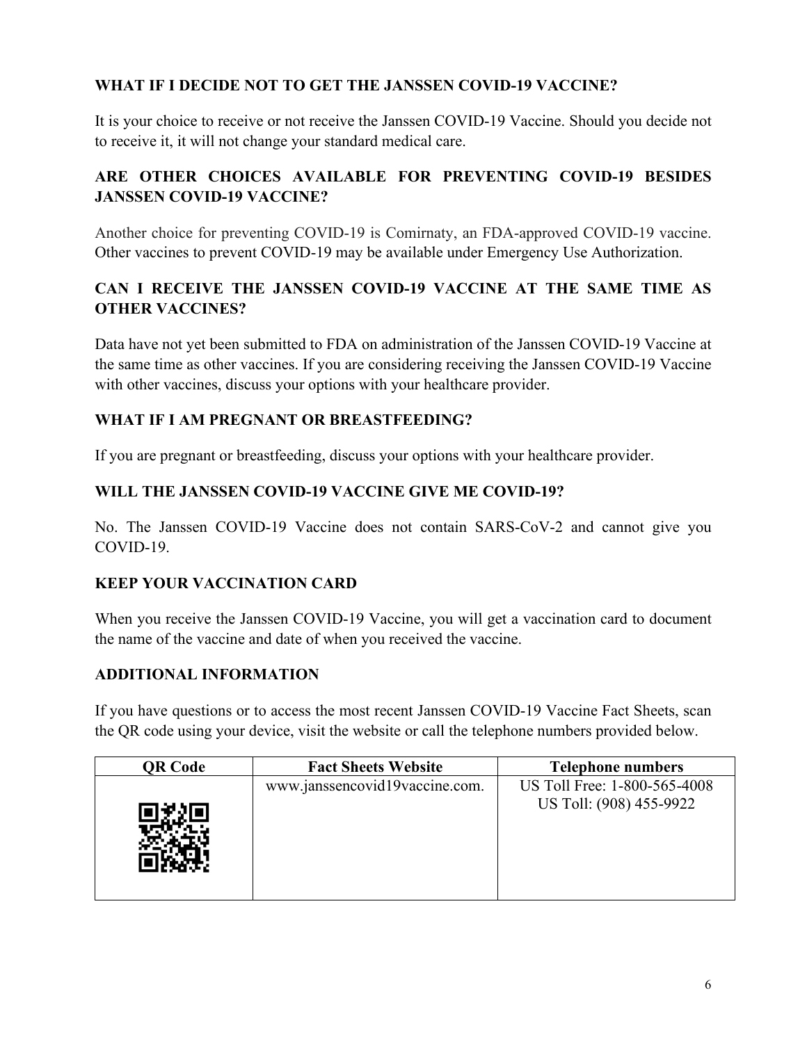## WHAT IF I DECIDE NOT TO GET THE JANSSEN COVID-19 VACCINE?

It is your choice to receive or not receive the Janssen COVID-19 Vaccine. Should you decide not to receive it, it will not change your standard medical care.

## ARE OTHER CHOICES AVAILABLE FOR PREVENTING COVID-19 BESIDES JANSSEN COVID-19 VACCINE?

Another choice for preventing COVID-19 is Comirnaty, an FDA-approved COVID-19 vaccine. Other vaccines to prevent COVID-19 may be available under Emergency Use Authorization.

## CAN I RECEIVE THE JANSSEN COVID-19 VACCINE AT THE SAME TIME AS OTHER VACCINES?

Data have not yet been submitted to FDA on administration of the Janssen COVID-19 Vaccine at the same time as other vaccines. If you are considering receiving the Janssen COVID-19 Vaccine with other vaccines, discuss your options with your healthcare provider.

## WHAT IF I AM PREGNANT OR BREASTFEEDING?

If you are pregnant or breastfeeding, discuss your options with your healthcare provider.

## WILL THE JANSSEN COVID-19 VACCINE GIVE ME COVID-19?

No. The Janssen COVID-19 Vaccine does not contain SARS-CoV-2 and cannot give you COVID-19.

## KEEP YOUR VACCINATION CARD

When you receive the Janssen COVID-19 Vaccine, you will get a vaccination card to document the name of the vaccine and date of when you received the vaccine.

## ADDITIONAL INFORMATION

If you have questions or to access the most recent Janssen COVID-19 Vaccine Fact Sheets, scan the QR code using your device, visit the website or call the telephone numbers provided below.

| QR Code | Fact Sheets Website | Telephone numbers |
|---|---|---|
| | www.janssencovid19vaccine.com. | US Toll Free: 1-800-565-4008<br>US Toll: (908) 455-9922 |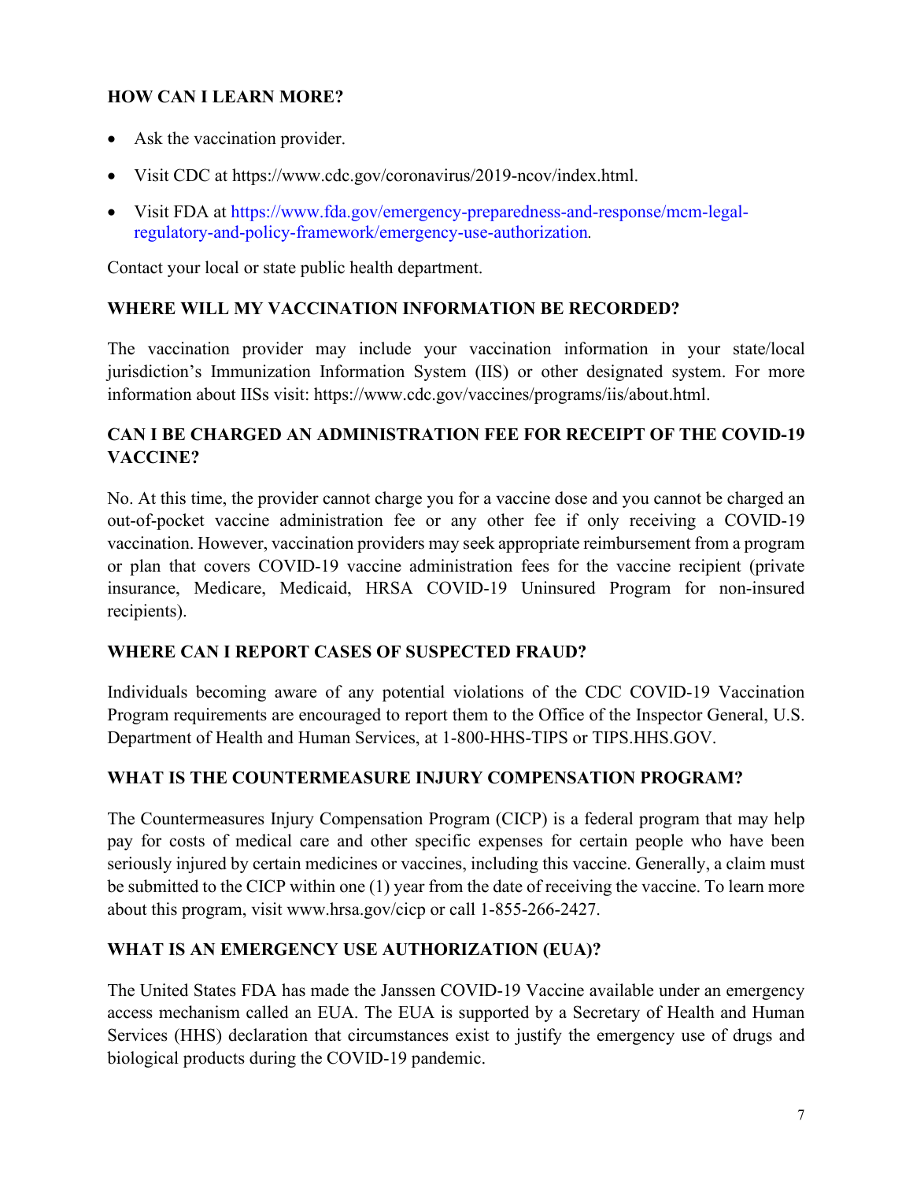## HOW CAN I LEARN MORE?

- Ask the vaccination provider.
- Visit CDC at https://www.cdc.gov/coronavirus/2019-ncov/index.html.
- Visit FDA at https://www.fda.gov/emergency-preparedness-and-response/mcm-legal-regulatory-and-policy-framework/emergency-use-authorization.

Contact your local or state public health department.

## WHERE WILL MY VACCINATION INFORMATION BE RECORDED?

The vaccination provider may include your vaccination information in your state/local jurisdiction's Immunization Information System (IIS) or other designated system. For more information about IISs visit: https://www.cdc.gov/vaccines/programs/iis/about.html.

## CAN I BE CHARGED AN ADMINISTRATION FEE FOR RECEIPT OF THE COVID-19 VACCINE?

No. At this time, the provider cannot charge you for a vaccine dose and you cannot be charged an out-of-pocket vaccine administration fee or any other fee if only receiving a COVID-19 vaccination. However, vaccination providers may seek appropriate reimbursement from a program or plan that covers COVID-19 vaccine administration fees for the vaccine recipient (private insurance, Medicare, Medicaid, HRSA COVID-19 Uninsured Program for non-insured recipients).

## WHERE CAN I REPORT CASES OF SUSPECTED FRAUD?

Individuals becoming aware of any potential violations of the CDC COVID-19 Vaccination Program requirements are encouraged to report them to the Office of the Inspector General, U.S. Department of Health and Human Services, at 1-800-HHS-TIPS or TIPS.HHS.GOV.

## WHAT IS THE COUNTERMEASURE INJURY COMPENSATION PROGRAM?

The Countermeasures Injury Compensation Program (CICP) is a federal program that may help pay for costs of medical care and other specific expenses for certain people who have been seriously injured by certain medicines or vaccines, including this vaccine. Generally, a claim must be submitted to the CICP within one (1) year from the date of receiving the vaccine. To learn more about this program, visit www.hrsa.gov/cicp or call 1-855-266-2427.

## WHAT IS AN EMERGENCY USE AUTHORIZATION (EUA)?

The United States FDA has made the Janssen COVID-19 Vaccine available under an emergency access mechanism called an EUA. The EUA is supported by a Secretary of Health and Human Services (HHS) declaration that circumstances exist to justify the emergency use of drugs and biological products during the COVID-19 pandemic.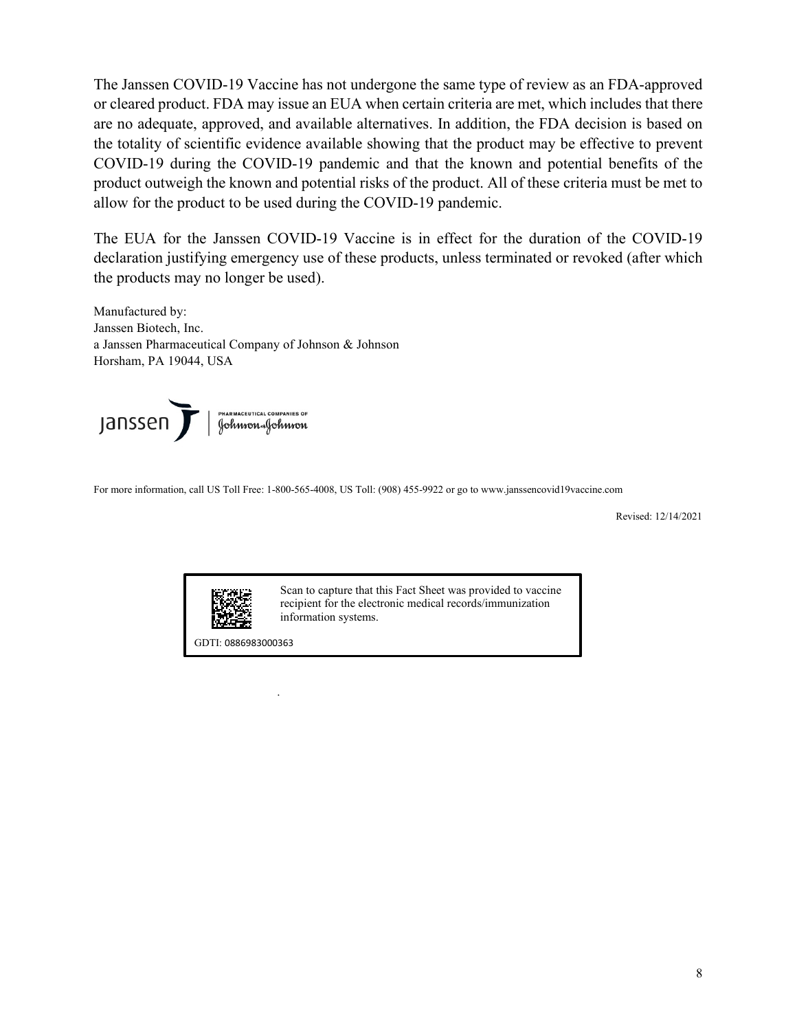The Janssen COVID-19 Vaccine has not undergone the same type of review as an FDA-approved or cleared product. FDA may issue an EUA when certain criteria are met, which includes that there are no adequate, approved, and available alternatives. In addition, the FDA decision is based on the totality of scientific evidence available showing that the product may be effective to prevent COVID-19 during the COVID-19 pandemic and that the known and potential benefits of the product outweigh the known and potential risks of the product. All of these criteria must be met to allow for the product to be used during the COVID-19 pandemic.

The EUA for the Janssen COVID-19 Vaccine is in effect for the duration of the COVID-19 declaration justifying emergency use of these products, unless terminated or revoked (after which the products may no longer be used).

Manufactured by:
Janssen Biotech, Inc.
a Janssen Pharmaceutical Company of Johnson & Johnson
Horsham, PA 19044, USA

janssen | PHARMACEUTICAL COMPANIES OF Johnson & Johnson

For more information, call US Toll Free: 1-800-565-4008, US Toll: (908) 455-9922 or go to www.janssencovid19vaccine.com

Revised: 12/14/2021

Scan to capture that this Fact Sheet was provided to vaccine recipient for the electronic medical records/immunization information systems.

GDTI: 0886983000363